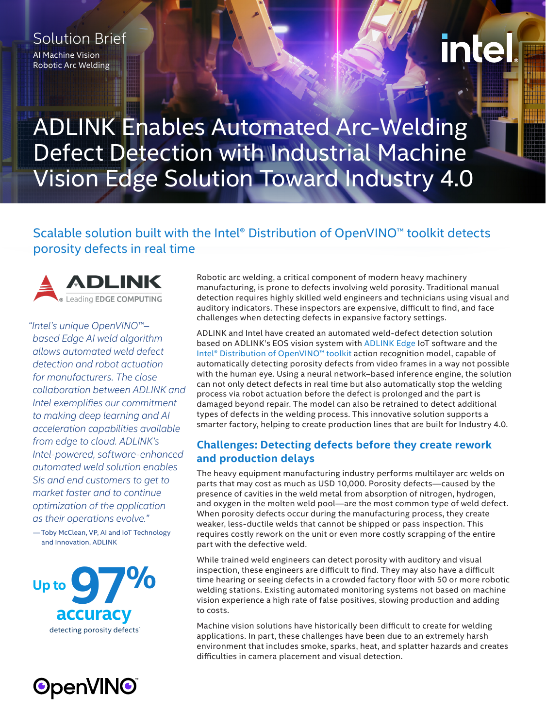Solution Brief

AI Machine Vision
Robotic Arc Welding

# ADLINK Enables Automated Arc-Welding Defect Detection with Industrial Machine Vision Edge Solution Toward Industry 4.0

## Scalable solution built with the Intel® Distribution of OpenVINO™ toolkit detects porosity defects in real time

*"Intel's unique OpenVINO™–based Edge AI weld algorithm allows automated weld defect detection and robot actuation for manufacturers. The close collaboration between ADLINK and Intel exemplifies our commitment to making deep learning and AI acceleration capabilities available from edge to cloud. ADLINK's Intel-powered, software-enhanced automated weld solution enables SIs and end customers to get to market faster and to continue optimization of the application as their operations evolve."*

—Toby McClean, VP, AI and IoT Technology and Innovation, ADLINK

**Up to 97% accuracy** detecting porosity defects[1]

Robotic arc welding, a critical component of modern heavy machinery manufacturing, is prone to defects involving weld porosity. Traditional manual detection requires highly skilled weld engineers and technicians using visual and auditory indicators. These inspectors are expensive, difficult to find, and face challenges when detecting defects in expansive factory settings.

ADLINK and Intel have created an automated weld-defect detection solution based on ADLINK's EOS vision system with ADLINK Edge IoT software and the Intel® Distribution of OpenVINO™ toolkit action recognition model, capable of automatically detecting porosity defects from video frames in a way not possible with the human eye. Using a neural network–based inference engine, the solution can not only detect defects in real time but also automatically stop the welding process via robot actuation before the defect is prolonged and the part is damaged beyond repair. The model can also be retrained to detect additional types of defects in the welding process. This innovative solution supports a smarter factory, helping to create production lines that are built for Industry 4.0.

### Challenges: Detecting defects before they create rework and production delays

The heavy equipment manufacturing industry performs multilayer arc welds on parts that may cost as much as USD 10,000. Porosity defects—caused by the presence of cavities in the weld metal from absorption of nitrogen, hydrogen, and oxygen in the molten weld pool—are the most common type of weld defect. When porosity defects occur during the manufacturing process, they create weaker, less-ductile welds that cannot be shipped or pass inspection. This requires costly rework on the unit or even more costly scrapping of the entire part with the defective weld.

While trained weld engineers can detect porosity with auditory and visual inspection, these engineers are difficult to find. They may also have a difficult time hearing or seeing defects in a crowded factory floor with 50 or more robotic welding stations. Existing automated monitoring systems not based on machine vision experience a high rate of false positives, slowing production and adding to costs.

Machine vision solutions have historically been difficult to create for welding applications. In part, these challenges have been due to an extremely harsh environment that includes smoke, sparks, heat, and splatter hazards and creates difficulties in camera placement and visual detection.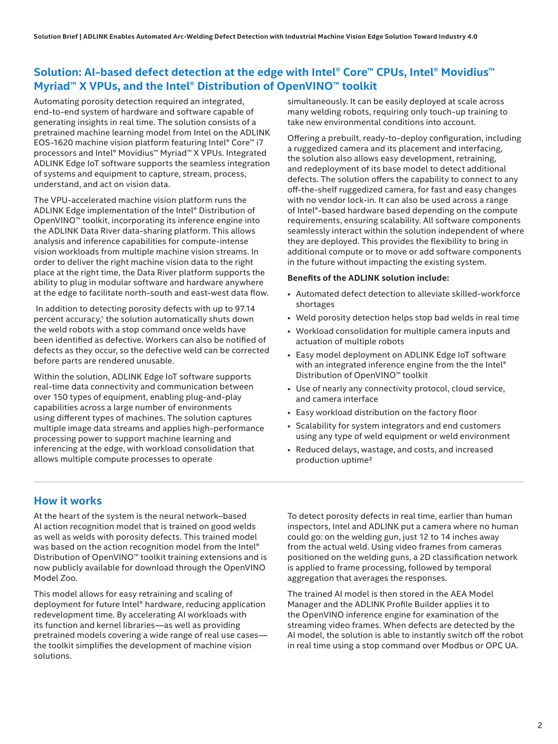## Solution: AI-based defect detection at the edge with Intel® Core™ CPUs, Intel® Movidius™ Myriad™ X VPUs, and the Intel® Distribution of OpenVINO™ toolkit

Automating porosity detection required an integrated, end-to-end system of hardware and software capable of generating insights in real time. The solution consists of a pretrained machine learning model from Intel on the ADLINK EOS-1620 machine vision platform featuring Intel® Core™ i7 processors and Intel® Movidius™ Myriad™ X VPUs. Integrated ADLINK Edge IoT software supports the seamless integration of systems and equipment to capture, stream, process, understand, and act on vision data.

The VPU-accelerated machine vision platform runs the ADLINK Edge implementation of the Intel® Distribution of OpenVINO™ toolkit, incorporating its inference engine into the ADLINK Data River data-sharing platform. This allows analysis and inference capabilities for compute-intense vision workloads from multiple machine vision streams. In order to deliver the right machine vision data to the right place at the right time, the Data River platform supports the ability to plug in modular software and hardware anywhere at the edge to facilitate north-south and east-west data flow.

In addition to detecting porosity defects with up to 97.14 percent accuracy,[1] the solution automatically shuts down the weld robots with a stop command once welds have been identified as defective. Workers can also be notified of defects as they occur, so the defective weld can be corrected before parts are rendered unusable.

Within the solution, ADLINK Edge IoT software supports real-time data connectivity and communication between over 150 types of equipment, enabling plug-and-play capabilities across a large number of environments using different types of machines. The solution captures multiple image data streams and applies high-performance processing power to support machine learning and inferencing at the edge, with workload consolidation that allows multiple compute processes to operate simultaneously. It can be easily deployed at scale across many welding robots, requiring only touch-up training to take new environmental conditions into account.

Offering a prebuilt, ready-to-deploy configuration, including a ruggedized camera and its placement and interfacing, the solution also allows easy development, retraining, and redeployment of its base model to detect additional defects. The solution offers the capability to connect to any off-the-shelf ruggedized camera, for fast and easy changes with no vendor lock-in. It can also be used across a range of Intel®-based hardware based depending on the compute requirements, ensuring scalability. All software components seamlessly interact within the solution independent of where they are deployed. This provides the flexibility to bring in additional compute or to move or add software components in the future without impacting the existing system.

**Benefits of the ADLINK solution include:**

- Automated defect detection to alleviate skilled-workforce shortages
- Weld porosity detection helps stop bad welds in real time
- Workload consolidation for multiple camera inputs and actuation of multiple robots
- Easy model deployment on ADLINK Edge IoT software with an integrated inference engine from the the Intel® Distribution of OpenVINO™ toolkit
- Use of nearly any connectivity protocol, cloud service, and camera interface
- Easy workload distribution on the factory floor
- Scalability for system integrators and end customers using any type of weld equipment or weld environment
- Reduced delays, wastage, and costs, and increased production uptime[2]

## How it works

At the heart of the system is the neural network–based AI action recognition model that is trained on good welds as well as welds with porosity defects. This trained model was based on the action recognition model from the Intel® Distribution of OpenVINO™ toolkit training extensions and is now publicly available for download through the OpenVINO Model Zoo.

This model allows for easy retraining and scaling of deployment for future Intel® hardware, reducing application redevelopment time. By accelerating AI workloads with its function and kernel libraries—as well as providing pretrained models covering a wide range of real use cases—the toolkit simplifies the development of machine vision solutions.

To detect porosity defects in real time, earlier than human inspectors, Intel and ADLINK put a camera where no human could go: on the welding gun, just 12 to 14 inches away from the actual weld. Using video frames from cameras positioned on the welding guns, a 2D classification network is applied to frame processing, followed by temporal aggregation that averages the responses.

The trained AI model is then stored in the AEA Model Manager and the ADLINK Profile Builder applies it to the OpenVINO inference engine for examination of the streaming video frames. When defects are detected by the AI model, the solution is able to instantly switch off the robot in real time using a stop command over Modbus or OPC UA.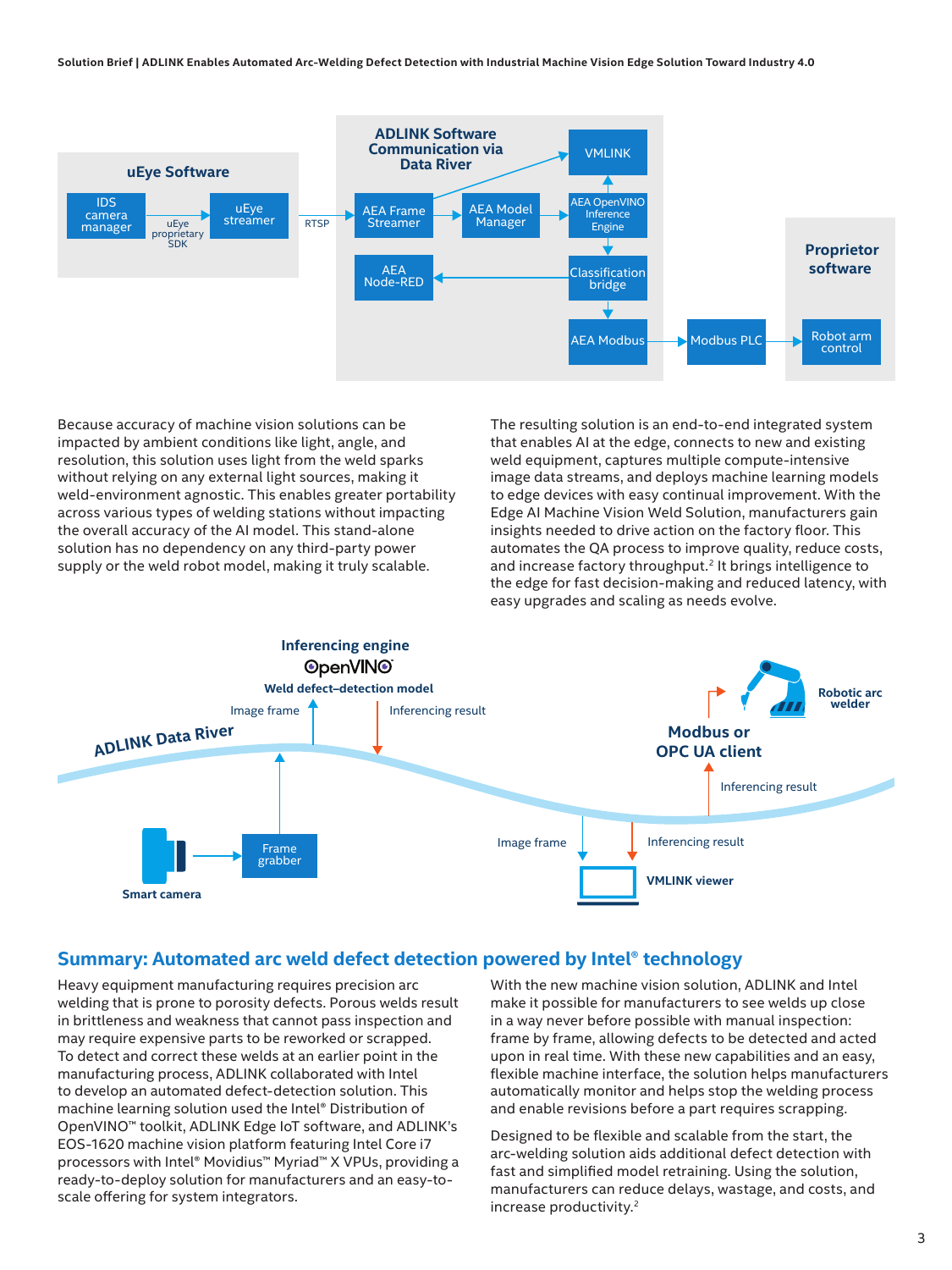Because accuracy of machine vision solutions can be impacted by ambient conditions like light, angle, and resolution, this solution uses light from the weld sparks without relying on any external light sources, making it weld-environment agnostic. This enables greater portability across various types of welding stations without impacting the overall accuracy of the AI model. This stand-alone solution has no dependency on any third-party power supply or the weld robot model, making it truly scalable.

The resulting solution is an end-to-end integrated system that enables AI at the edge, connects to new and existing weld equipment, captures multiple compute-intensive image data streams, and deploys machine learning models to edge devices with easy continual improvement. With the Edge AI Machine Vision Weld Solution, manufacturers gain insights needed to drive action on the factory floor. This automates the QA process to improve quality, reduce costs, and increase factory throughput.[2] It brings intelligence to the edge for fast decision-making and reduced latency, with easy upgrades and scaling as needs evolve.

## Summary: Automated arc weld defect detection powered by Intel® technology

Heavy equipment manufacturing requires precision arc welding that is prone to porosity defects. Porous welds result in brittleness and weakness that cannot pass inspection and may require expensive parts to be reworked or scrapped. To detect and correct these welds at an earlier point in the manufacturing process, ADLINK collaborated with Intel to develop an automated defect-detection solution. This machine learning solution used the Intel® Distribution of OpenVINO™ toolkit, ADLINK Edge IoT software, and ADLINK's EOS-1620 machine vision platform featuring Intel Core i7 processors with Intel® Movidius™ Myriad™ X VPUs, providing a ready-to-deploy solution for manufacturers and an easy-to-scale offering for system integrators.

With the new machine vision solution, ADLINK and Intel make it possible for manufacturers to see welds up close in a way never before possible with manual inspection: frame by frame, allowing defects to be detected and acted upon in real time. With these new capabilities and an easy, flexible machine interface, the solution helps manufacturers automatically monitor and helps stop the welding process and enable revisions before a part requires scrapping.

Designed to be flexible and scalable from the start, the arc-welding solution aids additional defect detection with fast and simplified model retraining. Using the solution, manufacturers can reduce delays, wastage, and costs, and increase productivity.[2]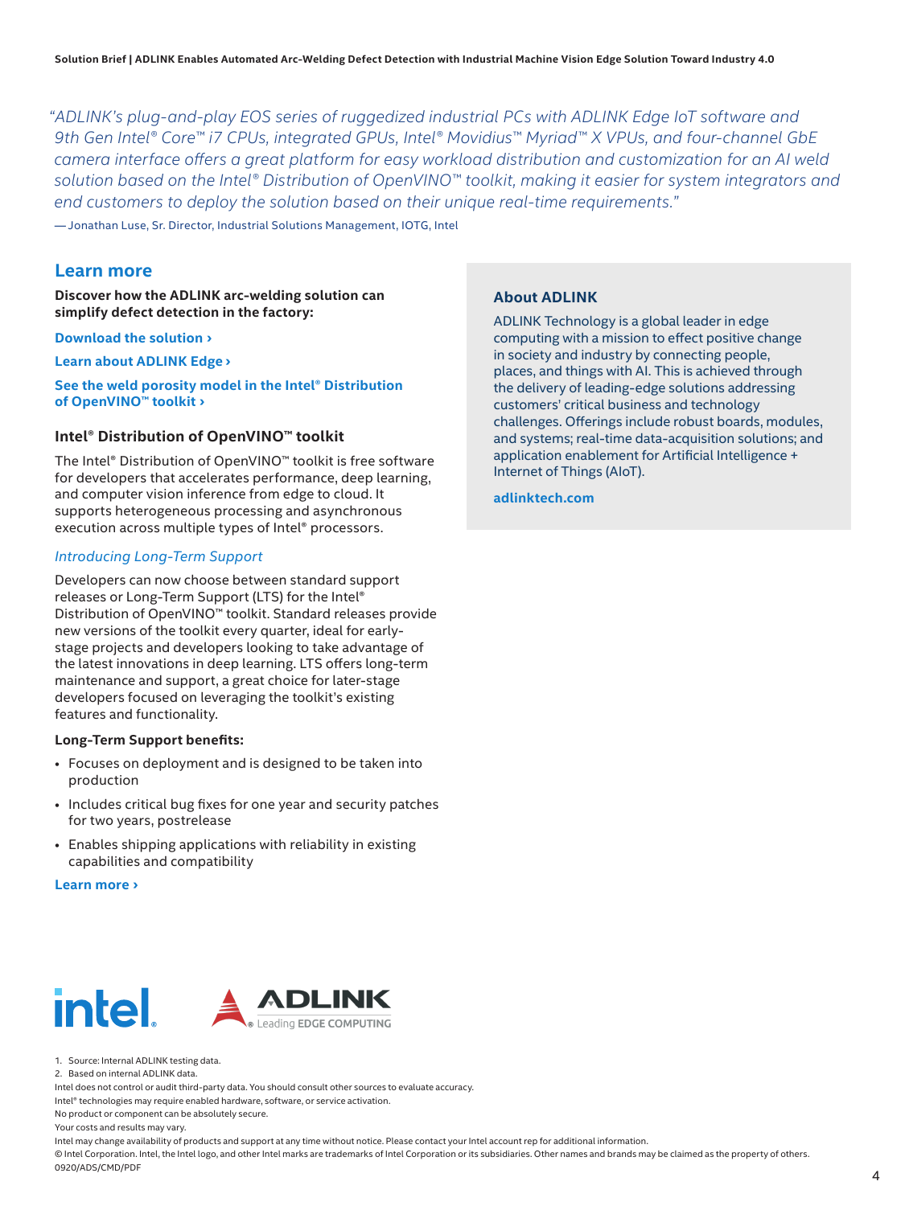*"ADLINK's plug-and-play EOS series of ruggedized industrial PCs with ADLINK Edge IoT software and 9th Gen Intel® Core™ i7 CPUs, integrated GPUs, Intel® Movidius™ Myriad™ X VPUs, and four-channel GbE camera interface offers a great platform for easy workload distribution and customization for an AI weld solution based on the Intel® Distribution of OpenVINO™ toolkit, making it easier for system integrators and end customers to deploy the solution based on their unique real-time requirements."*

— Jonathan Luse, Sr. Director, Industrial Solutions Management, IOTG, Intel

## Learn more

**Discover how the ADLINK arc-welding solution can simplify defect detection in the factory:**

**Download the solution ›**

**Learn about ADLINK Edge ›**

**See the weld porosity model in the Intel® Distribution of OpenVINO™ toolkit ›**

### Intel® Distribution of OpenVINO™ toolkit

The Intel® Distribution of OpenVINO™ toolkit is free software for developers that accelerates performance, deep learning, and computer vision inference from edge to cloud. It supports heterogeneous processing and asynchronous execution across multiple types of Intel® processors.

*Introducing Long-Term Support*

Developers can now choose between standard support releases or Long-Term Support (LTS) for the Intel® Distribution of OpenVINO™ toolkit. Standard releases provide new versions of the toolkit every quarter, ideal for early-stage projects and developers looking to take advantage of the latest innovations in deep learning. LTS offers long-term maintenance and support, a great choice for later-stage developers focused on leveraging the toolkit's existing features and functionality.

**Long-Term Support benefits:**

- Focuses on deployment and is designed to be taken into production
- Includes critical bug fixes for one year and security patches for two years, postrelease
- Enables shipping applications with reliability in existing capabilities and compatibility

**Learn more ›**

### About ADLINK

ADLINK Technology is a global leader in edge computing with a mission to effect positive change in society and industry by connecting people, places, and things with AI. This is achieved through the delivery of leading-edge solutions addressing customers' critical business and technology challenges. Offerings include robust boards, modules, and systems; real-time data-acquisition solutions; and application enablement for Artificial Intelligence + Internet of Things (AIoT).

**adlinktech.com**

1. Source: Internal ADLINK testing data.
2. Based on internal ADLINK data.

Intel does not control or audit third-party data. You should consult other sources to evaluate accuracy.

Intel® technologies may require enabled hardware, software, or service activation.

No product or component can be absolutely secure.

Your costs and results may vary.

Intel may change availability of products and support at any time without notice. Please contact your Intel account rep for additional information.

© Intel Corporation. Intel, the Intel logo, and other Intel marks are trademarks of Intel Corporation or its subsidiaries. Other names and brands may be claimed as the property of others.

0920/ADS/CMD/PDF